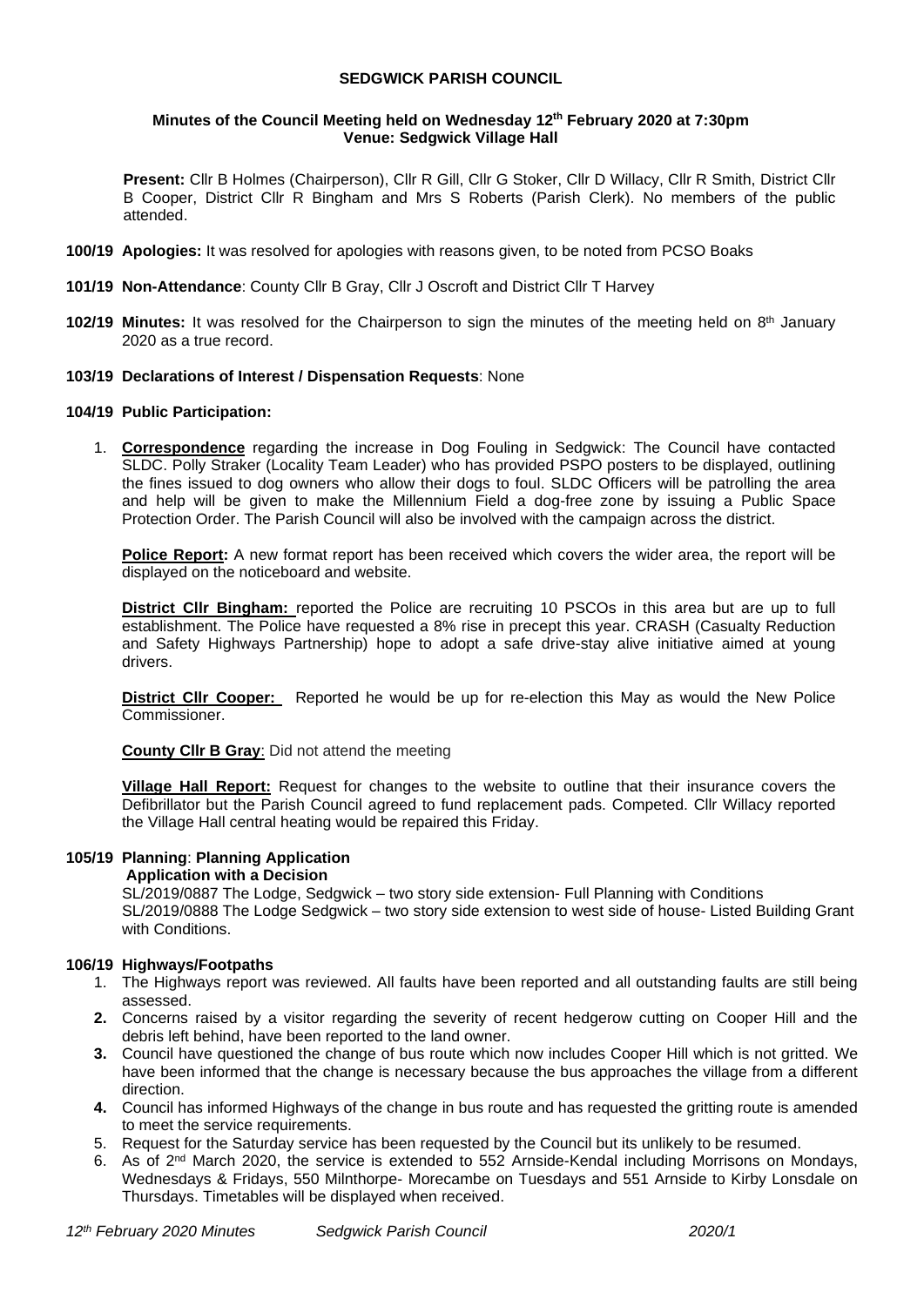**SEDGWICK PARISH COUNCIL**

**Minutes of the Council Meeting held on Wednesday 12th February 2020 at 7:30pm**
**Venue: Sedgwick Village Hall**

**Present:** Cllr B Holmes (Chairperson), Cllr R Gill, Cllr G Stoker, Cllr D Willacy, Cllr R Smith, District Cllr B Cooper, District Cllr R Bingham and Mrs S Roberts (Parish Clerk). No members of the public attended.

**100/19 Apologies:** It was resolved for apologies with reasons given, to be noted from PCSO Boaks

**101/19 Non-Attendance**: County Cllr B Gray, Cllr J Oscroft and District Cllr T Harvey

**102/19 Minutes:** It was resolved for the Chairperson to sign the minutes of the meeting held on 8th January 2020 as a true record.

**103/19 Declarations of Interest / Dispensation Requests**: None

**104/19 Public Participation:**

1. **Correspondence** regarding the increase in Dog Fouling in Sedgwick: The Council have contacted SLDC. Polly Straker (Locality Team Leader) who has provided PSPO posters to be displayed, outlining the fines issued to dog owners who allow their dogs to foul. SLDC Officers will be patrolling the area and help will be given to make the Millennium Field a dog-free zone by issuing a Public Space Protection Order. The Parish Council will also be involved with the campaign across the district.

   **Police Report:** A new format report has been received which covers the wider area, the report will be displayed on the noticeboard and website.

   **District Cllr Bingham:** reported the Police are recruiting 10 PSCOs in this area but are up to full establishment. The Police have requested a 8% rise in precept this year. CRASH (Casualty Reduction and Safety Highways Partnership) hope to adopt a safe drive-stay alive initiative aimed at young drivers.

   **District Cllr Cooper:** Reported he would be up for re-election this May as would the New Police Commissioner.

   **County Cllr B Gray**: Did not attend the meeting

   **Village Hall Report:** Request for changes to the website to outline that their insurance covers the Defibrillator but the Parish Council agreed to fund replacement pads. Competed. Cllr Willacy reported the Village Hall central heating would be repaired this Friday.

**105/19 Planning**: **Planning Application**
**Application with a Decision**
SL/2019/0887 The Lodge, Sedgwick – two story side extension- Full Planning with Conditions
SL/2019/0888 The Lodge Sedgwick – two story side extension to west side of house- Listed Building Grant with Conditions.

**106/19 Highways/Footpaths**

1. The Highways report was reviewed. All faults have been reported and all outstanding faults are still being assessed.
2. Concerns raised by a visitor regarding the severity of recent hedgerow cutting on Cooper Hill and the debris left behind, have been reported to the land owner.
3. Council have questioned the change of bus route which now includes Cooper Hill which is not gritted. We have been informed that the change is necessary because the bus approaches the village from a different direction.
4. Council has informed Highways of the change in bus route and has requested the gritting route is amended to meet the service requirements.
5. Request for the Saturday service has been requested by the Council but its unlikely to be resumed.
6. As of 2nd March 2020, the service is extended to 552 Arnside-Kendal including Morrisons on Mondays, Wednesdays & Fridays, 550 Milnthorpe- Morecambe on Tuesdays and 551 Arnside to Kirby Lonsdale on Thursdays. Timetables will be displayed when received.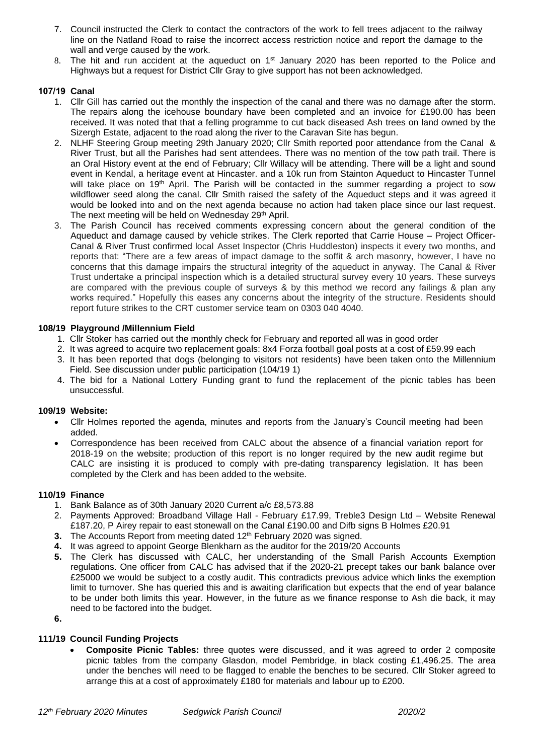7. Council instructed the Clerk to contact the contractors of the work to fell trees adjacent to the railway line on the Natland Road to raise the incorrect access restriction notice and report the damage to the wall and verge caused by the work.
8. The hit and run accident at the aqueduct on 1st January 2020 has been reported to the Police and Highways but a request for District Cllr Gray to give support has not been acknowledged.

**107/19 Canal**

1. Cllr Gill has carried out the monthly the inspection of the canal and there was no damage after the storm. The repairs along the icehouse boundary have been completed and an invoice for £190.00 has been received. It was noted that that a felling programme to cut back diseased Ash trees on land owned by the Sizergh Estate, adjacent to the road along the river to the Caravan Site has begun.
2. NLHF Steering Group meeting 29th January 2020; Cllr Smith reported poor attendance from the Canal & River Trust, but all the Parishes had sent attendees. There was no mention of the tow path trail. There is an Oral History event at the end of February; Cllr Willacy will be attending. There will be a light and sound event in Kendal, a heritage event at Hincaster. and a 10k run from Stainton Aqueduct to Hincaster Tunnel will take place on 19th April. The Parish will be contacted in the summer regarding a project to sow wildflower seed along the canal. Cllr Smith raised the safety of the Aqueduct steps and it was agreed it would be looked into and on the next agenda because no action had taken place since our last request. The next meeting will be held on Wednesday 29th April.
3. The Parish Council has received comments expressing concern about the general condition of the Aqueduct and damage caused by vehicle strikes. The Clerk reported that Carrie House – Project Officer-Canal & River Trust confirmed local Asset Inspector (Chris Huddleston) inspects it every two months, and reports that: "There are a few areas of impact damage to the soffit & arch masonry, however, I have no concerns that this damage impairs the structural integrity of the aqueduct in anyway. The Canal & River Trust undertake a principal inspection which is a detailed structural survey every 10 years. These surveys are compared with the previous couple of surveys & by this method we record any failings & plan any works required." Hopefully this eases any concerns about the integrity of the structure. Residents should report future strikes to the CRT customer service team on 0303 040 4040.

**108/19 Playground /Millennium Field**

1. Cllr Stoker has carried out the monthly check for February and reported all was in good order
2. It was agreed to acquire two replacement goals: 8x4 Forza football goal posts at a cost of £59.99 each
3. It has been reported that dogs (belonging to visitors not residents) have been taken onto the Millennium Field. See discussion under public participation (104/19 1)
4. The bid for a National Lottery Funding grant to fund the replacement of the picnic tables has been unsuccessful.

**109/19 Website:**

- Cllr Holmes reported the agenda, minutes and reports from the January's Council meeting had been added.
- Correspondence has been received from CALC about the absence of a financial variation report for 2018-19 on the website; production of this report is no longer required by the new audit regime but CALC are insisting it is produced to comply with pre-dating transparency legislation. It has been completed by the Clerk and has been added to the website.

**110/19 Finance**

1. Bank Balance as of 30th January 2020 Current a/c £8,573.88
2. Payments Approved: Broadband Village Hall - February £17.99, Treble3 Design Ltd – Website Renewal £187.20, P Airey repair to east stonewall on the Canal £190.00 and Difb signs B Holmes £20.91
3. The Accounts Report from meeting dated 12th February 2020 was signed.
4. It was agreed to appoint George Blenkharn as the auditor for the 2019/20 Accounts
5. The Clerk has discussed with CALC, her understanding of the Small Parish Accounts Exemption regulations. One officer from CALC has advised that if the 2020-21 precept takes our bank balance over £25000 we would be subject to a costly audit. This contradicts previous advice which links the exemption limit to turnover. She has queried this and is awaiting clarification but expects that the end of year balance to be under both limits this year. However, in the future as we finance response to Ash die back, it may need to be factored into the budget.
6.

**111/19 Council Funding Projects**

- **Composite Picnic Tables:** three quotes were discussed, and it was agreed to order 2 composite picnic tables from the company Glasdon, model Pembridge, in black costing £1,496.25. The area under the benches will need to be flagged to enable the benches to be secured. Cllr Stoker agreed to arrange this at a cost of approximately £180 for materials and labour up to £200.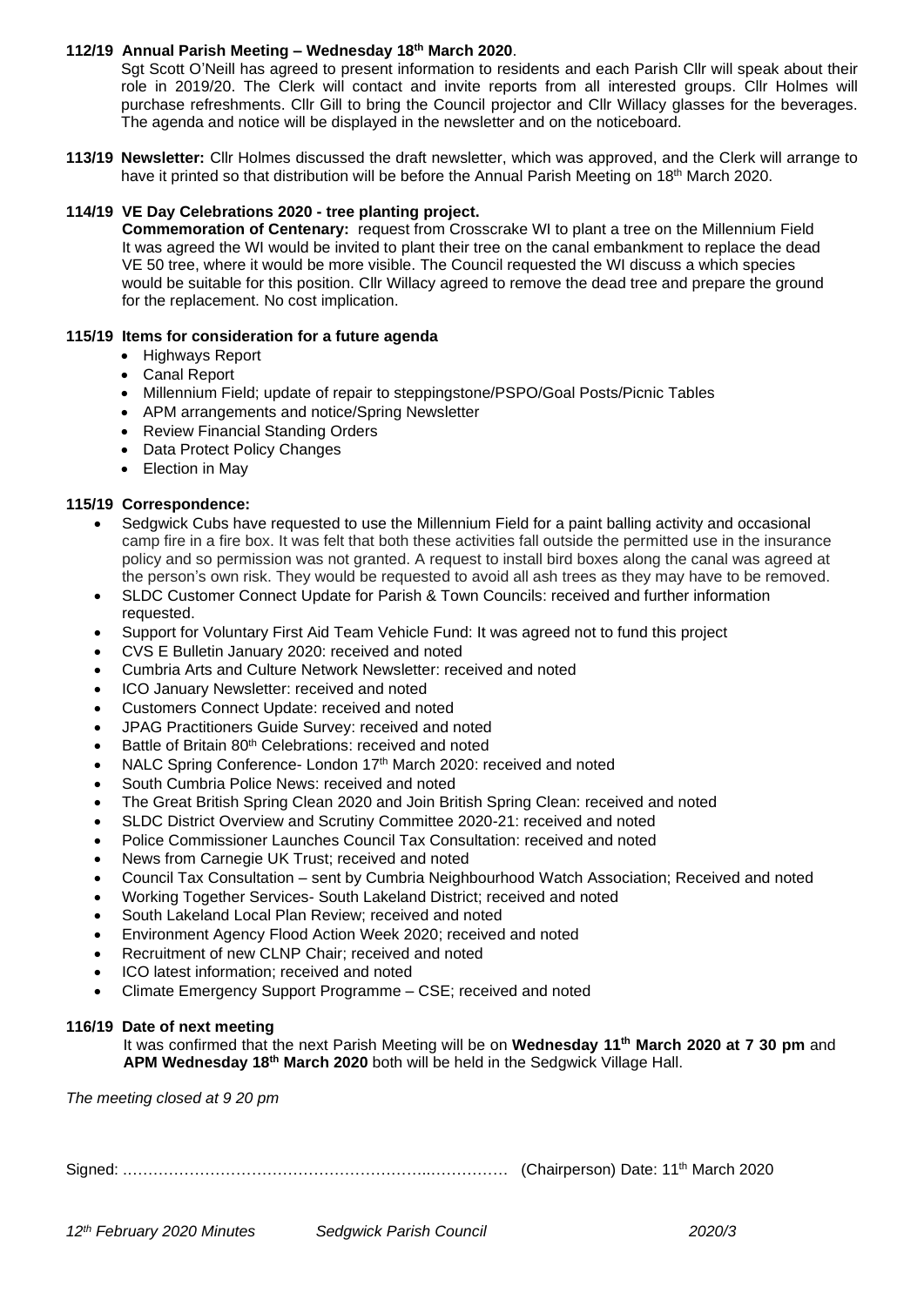**112/19 Annual Parish Meeting – Wednesday 18th March 2020**.

Sgt Scott O'Neill has agreed to present information to residents and each Parish Cllr will speak about their role in 2019/20. The Clerk will contact and invite reports from all interested groups. Cllr Holmes will purchase refreshments. Cllr Gill to bring the Council projector and Cllr Willacy glasses for the beverages. The agenda and notice will be displayed in the newsletter and on the noticeboard.

**113/19 Newsletter:** Cllr Holmes discussed the draft newsletter, which was approved, and the Clerk will arrange to have it printed so that distribution will be before the Annual Parish Meeting on 18th March 2020.

**114/19 VE Day Celebrations 2020 - tree planting project.**

**Commemoration of Centenary:** request from Crosscrake WI to plant a tree on the Millennium Field It was agreed the WI would be invited to plant their tree on the canal embankment to replace the dead VE 50 tree, where it would be more visible. The Council requested the WI discuss a which species would be suitable for this position. Cllr Willacy agreed to remove the dead tree and prepare the ground for the replacement. No cost implication.

**115/19 Items for consideration for a future agenda**

- Highways Report
- Canal Report
- Millennium Field; update of repair to steppingstone/PSPO/Goal Posts/Picnic Tables
- APM arrangements and notice/Spring Newsletter
- Review Financial Standing Orders
- Data Protect Policy Changes
- Election in May

**115/19 Correspondence:**

- Sedgwick Cubs have requested to use the Millennium Field for a paint balling activity and occasional camp fire in a fire box. It was felt that both these activities fall outside the permitted use in the insurance policy and so permission was not granted. A request to install bird boxes along the canal was agreed at the person's own risk. They would be requested to avoid all ash trees as they may have to be removed.
- SLDC Customer Connect Update for Parish & Town Councils: received and further information requested.
- Support for Voluntary First Aid Team Vehicle Fund: It was agreed not to fund this project
- CVS E Bulletin January 2020: received and noted
- Cumbria Arts and Culture Network Newsletter: received and noted
- ICO January Newsletter: received and noted
- Customers Connect Update: received and noted
- JPAG Practitioners Guide Survey: received and noted
- Battle of Britain 80th Celebrations: received and noted
- NALC Spring Conference- London 17th March 2020: received and noted
- South Cumbria Police News: received and noted
- The Great British Spring Clean 2020 and Join British Spring Clean: received and noted
- SLDC District Overview and Scrutiny Committee 2020-21: received and noted
- Police Commissioner Launches Council Tax Consultation: received and noted
- News from Carnegie UK Trust; received and noted
- Council Tax Consultation – sent by Cumbria Neighbourhood Watch Association; Received and noted
- Working Together Services- South Lakeland District; received and noted
- South Lakeland Local Plan Review; received and noted
- Environment Agency Flood Action Week 2020; received and noted
- Recruitment of new CLNP Chair; received and noted
- ICO latest information; received and noted
- Climate Emergency Support Programme – CSE; received and noted

**116/19 Date of next meeting**

It was confirmed that the next Parish Meeting will be on **Wednesday 11th March 2020 at 7 30 pm** and **APM Wednesday 18th March 2020** both will be held in the Sedgwick Village Hall.

*The meeting closed at 9 20 pm*

Signed: ……………………………………………………..…………… (Chairperson) Date: 11th March 2020